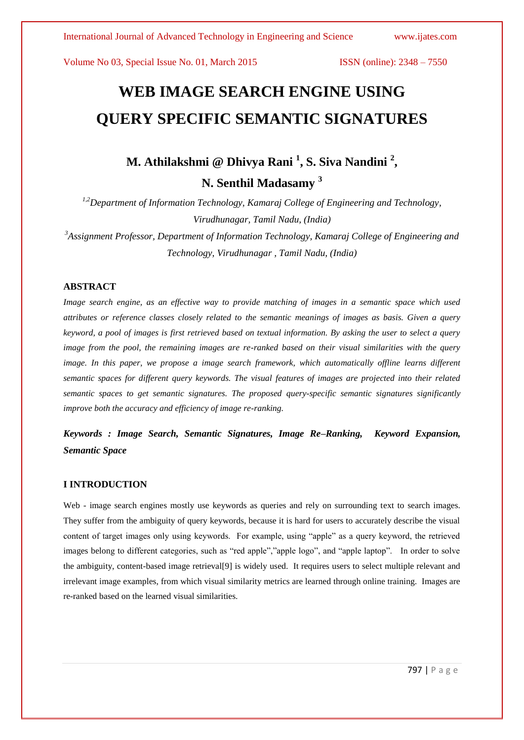# WEB IMAGE SEARCH ENGINE USING QUERY SPECIFIC SEMANTIC SIGNATURES

**M. Athilakshmi @ Dhivya Rani [1], S. Siva Nandini [2], N. Senthil Madasamy [3]**

*[1,2]Department of Information Technology, Kamaraj College of Engineering and Technology, Virudhunagar, Tamil Nadu, (India)*

*[3]Assignment Professor, Department of Information Technology, Kamaraj College of Engineering and Technology, Virudhunagar , Tamil Nadu, (India)*

## ABSTRACT

*Image search engine, as an effective way to provide matching of images in a semantic space which used attributes or reference classes closely related to the semantic meanings of images as basis. Given a query keyword, a pool of images is first retrieved based on textual information. By asking the user to select a query image from the pool, the remaining images are re-ranked based on their visual similarities with the query image. In this paper, we propose a image search framework, which automatically offline learns different semantic spaces for different query keywords. The visual features of images are projected into their related semantic spaces to get semantic signatures. The proposed query-specific semantic signatures significantly improve both the accuracy and efficiency of image re-ranking.*

***Keywords : Image Search, Semantic Signatures, Image Re–Ranking, Keyword Expansion, Semantic Space***

## I INTRODUCTION

Web - image search engines mostly use keywords as queries and rely on surrounding text to search images. They suffer from the ambiguity of query keywords, because it is hard for users to accurately describe the visual content of target images only using keywords. For example, using "apple" as a query keyword, the retrieved images belong to different categories, such as "red apple","apple logo", and "apple laptop". In order to solve the ambiguity, content-based image retrieval[9] is widely used. It requires users to select multiple relevant and irrelevant image examples, from which visual similarity metrics are learned through online training. Images are re-ranked based on the learned visual similarities.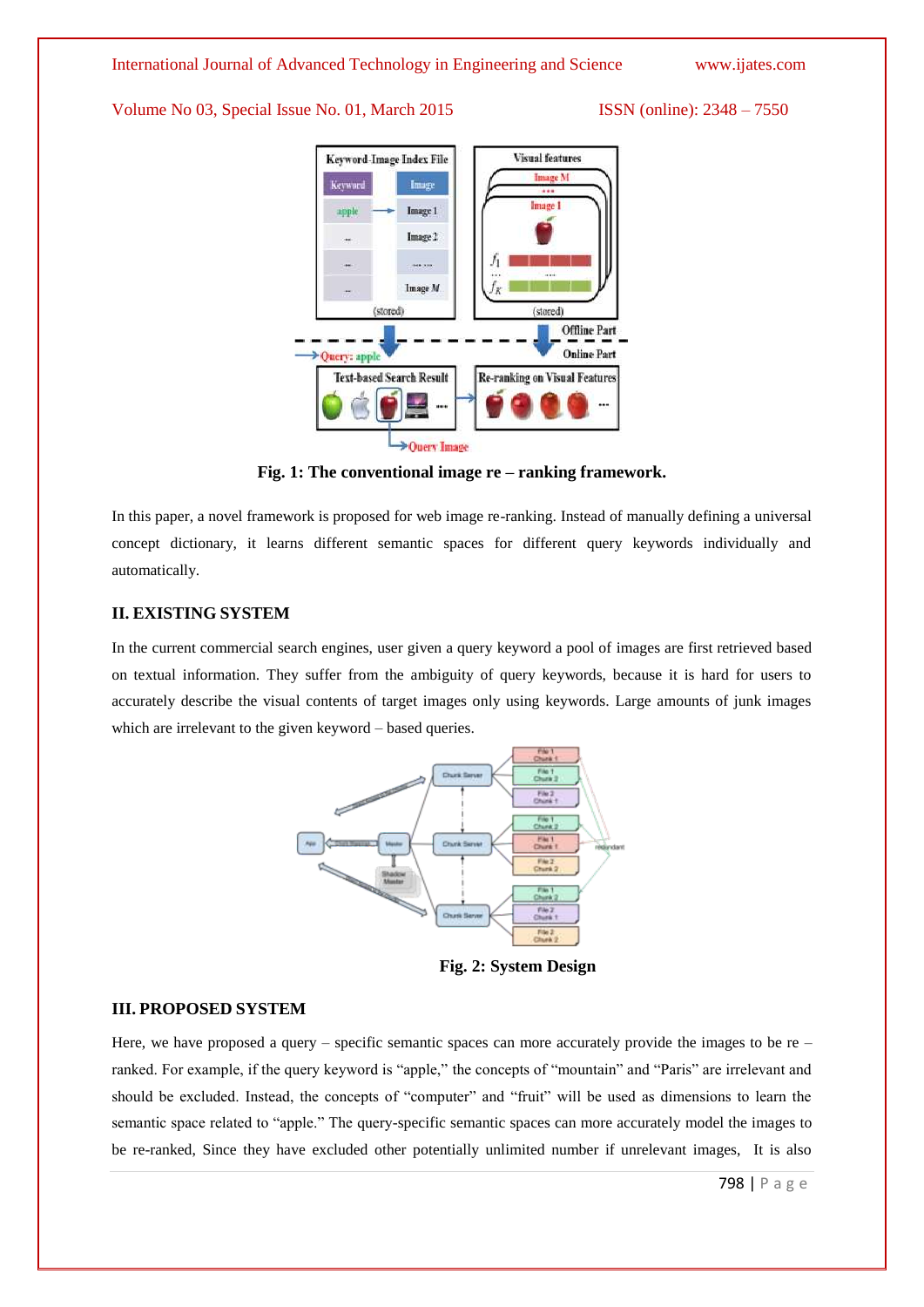Fig. 1: The conventional image re – ranking framework.

In this paper, a novel framework is proposed for web image re-ranking. Instead of manually defining a universal concept dictionary, it learns different semantic spaces for different query keywords individually and automatically.

## II. EXISTING SYSTEM

In the current commercial search engines, user given a query keyword a pool of images are first retrieved based on textual information. They suffer from the ambiguity of query keywords, because it is hard for users to accurately describe the visual contents of target images only using keywords. Large amounts of junk images which are irrelevant to the given keyword – based queries.

Fig. 2: System Design

## III. PROPOSED SYSTEM

Here, we have proposed a query – specific semantic spaces can more accurately provide the images to be re – ranked. For example, if the query keyword is "apple," the concepts of "mountain" and "Paris" are irrelevant and should be excluded. Instead, the concepts of "computer" and "fruit" will be used as dimensions to learn the semantic space related to "apple." The query-specific semantic spaces can more accurately model the images to be re-ranked, Since they have excluded other potentially unlimited number if unrelevant images, It is also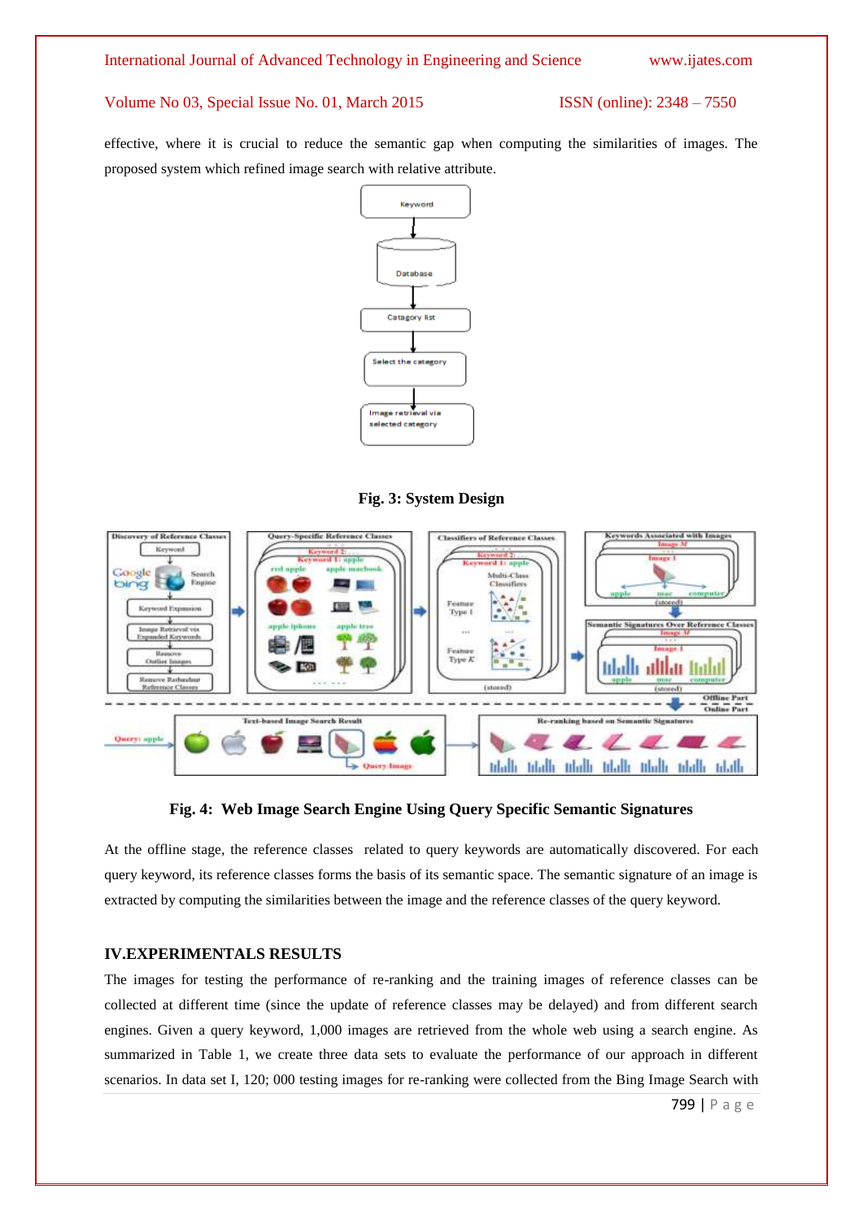effective, where it is crucial to reduce the semantic gap when computing the similarities of images. The proposed system which refined image search with relative attribute.

Keyword

Database

Catagory list

Select the category

Image retrieval via selected category

**Fig. 3: System Design**

**Fig. 4: Web Image Search Engine Using Query Specific Semantic Signatures**

At the offline stage, the reference classes related to query keywords are automatically discovered. For each query keyword, its reference classes forms the basis of its semantic space. The semantic signature of an image is extracted by computing the similarities between the image and the reference classes of the query keyword.

## IV.EXPERIMENTALS RESULTS

The images for testing the performance of re-ranking and the training images of reference classes can be collected at different time (since the update of reference classes may be delayed) and from different search engines. Given a query keyword, 1,000 images are retrieved from the whole web using a search engine. As summarized in Table 1, we create three data sets to evaluate the performance of our approach in different scenarios. In data set I, 120; 000 testing images for re-ranking were collected from the Bing Image Search with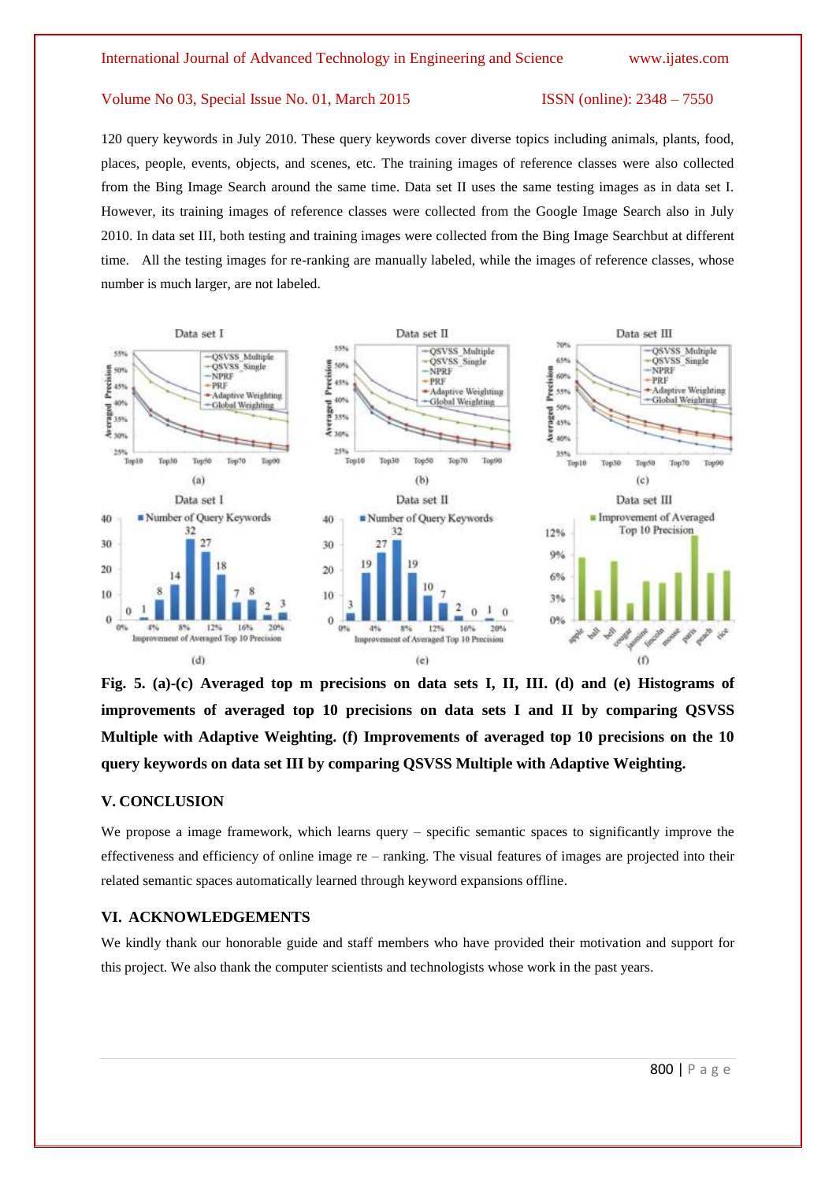120 query keywords in July 2010. These query keywords cover diverse topics including animals, plants, food, places, people, events, objects, and scenes, etc. The training images of reference classes were also collected from the Bing Image Search around the same time. Data set II uses the same testing images as in data set I. However, its training images of reference classes were collected from the Google Image Search also in July 2010. In data set III, both testing and training images were collected from the Bing Image Searchbut at different time. All the testing images for re-ranking are manually labeled, while the images of reference classes, whose number is much larger, are not labeled.

Data set I
QSVSS_Multiple
QSVSS_Single
NPRF
PRF
Adaptive Weighting
Global Weighting
Averaged Precision
55% 50% 45% 40% 35% 30% 25%
Top10 Top30 Top50 Top70 Top90
(a)

Data set II
QSVSS_Multiple
QSVSS_Single
NPRF
PRF
Adaptive Weighting
Global Weighting
Averaged Precision
55% 50% 45% 40% 35% 30% 25%
Top10 Top30 Top50 Top70 Top90
(b)

Data set III
QSVSS_Multiple
QSVSS_Single
NPRF
PRF
Adaptive Weighting
Global Weighting
Averaged Precision
70% 65% 60% 55% 50% 45% 40% 35%
Top10 Top30 Top50 Top70 Top90
(c)

Data set I
Number of Query Keywords
0 1 8 14 32 27 18 7 8 2 3
0% 4% 8% 12% 16% 20%
Improvement of Averaged Top 10 Precision
(d)

Data set II
Number of Query Keywords
3 19 27 32 19 10 7 2 0 1 0
0% 4% 8% 12% 16% 20%
Improvement of Averaged Top 10 Precision
(e)

Data set III
Improvement of Averaged Top 10 Precision
12% 9% 6% 3% 0%
apple ball bell cougar jasmine lincoln mouse paris peach rice
(f)

**Fig. 5. (a)-(c) Averaged top m precisions on data sets I, II, III. (d) and (e) Histograms of improvements of averaged top 10 precisions on data sets I and II by comparing QSVSS Multiple with Adaptive Weighting. (f) Improvements of averaged top 10 precisions on the 10 query keywords on data set III by comparing QSVSS Multiple with Adaptive Weighting.**

## V. CONCLUSION

We propose a image framework, which learns query – specific semantic spaces to significantly improve the effectiveness and efficiency of online image re – ranking. The visual features of images are projected into their related semantic spaces automatically learned through keyword expansions offline.

## VI. ACKNOWLEDGEMENTS

We kindly thank our honorable guide and staff members who have provided their motivation and support for this project. We also thank the computer scientists and technologists whose work in the past years.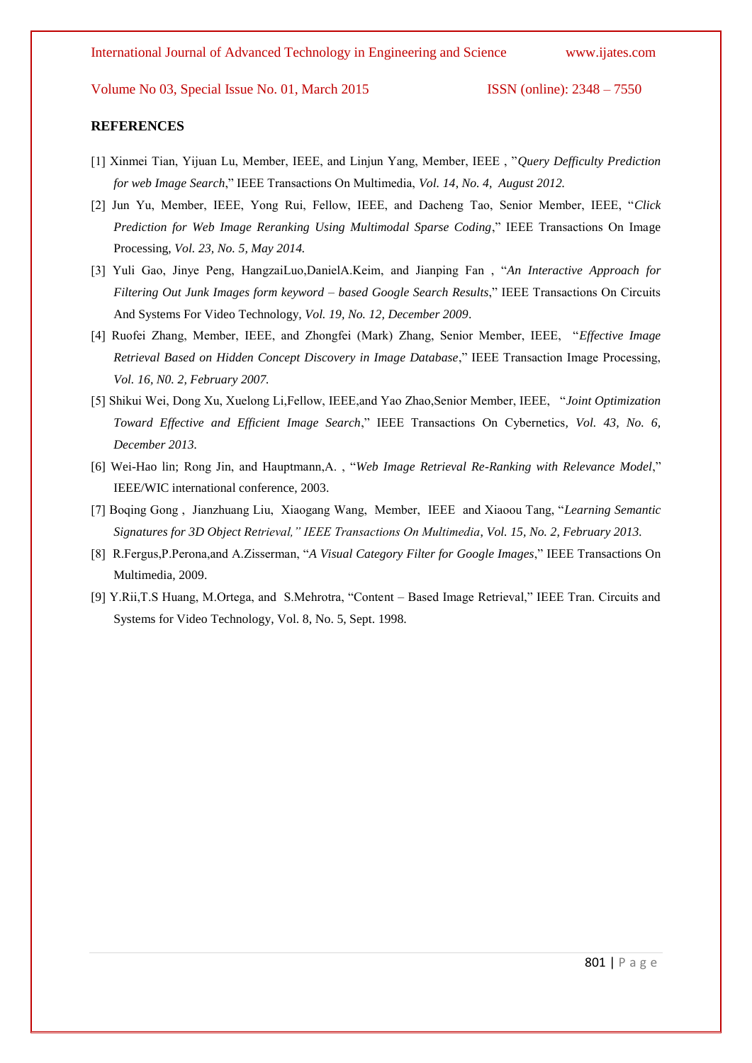## REFERENCES

[1] Xinmei Tian, Yijuan Lu, Member, IEEE, and Linjun Yang, Member, IEEE , "*Query Defficulty Prediction for web Image Search*," IEEE Transactions On Multimedia, *Vol. 14, No. 4, August 2012.*

[2] Jun Yu, Member, IEEE, Yong Rui, Fellow, IEEE, and Dacheng Tao, Senior Member, IEEE, "*Click Prediction for Web Image Reranking Using Multimodal Sparse Coding*," IEEE Transactions On Image Processing, *Vol. 23, No. 5, May 2014.*

[3] Yuli Gao, Jinye Peng, HangzaiLuo,DanielA.Keim, and Jianping Fan , "*An Interactive Approach for Filtering Out Junk Images form keyword – based Google Search Results*," IEEE Transactions On Circuits And Systems For Video Technology, *Vol. 19, No. 12, December 2009*.

[4] Ruofei Zhang, Member, IEEE, and Zhongfei (Mark) Zhang, Senior Member, IEEE, "*Effective Image Retrieval Based on Hidden Concept Discovery in Image Database*," IEEE Transaction Image Processing, *Vol. 16, N0. 2, February 2007.*

[5] Shikui Wei, Dong Xu, Xuelong Li,Fellow, IEEE,and Yao Zhao,Senior Member, IEEE, "*Joint Optimization Toward Effective and Efficient Image Search*," IEEE Transactions On Cybernetics, *Vol. 43, No. 6, December 2013.*

[6] Wei-Hao lin; Rong Jin, and Hauptmann,A. , "*Web Image Retrieval Re-Ranking with Relevance Model*," IEEE/WIC international conference, 2003.

[7] Boqing Gong , Jianzhuang Liu, Xiaogang Wang, Member, IEEE and Xiaoou Tang, "*Learning Semantic Signatures for 3D Object Retrieval," IEEE Transactions On Multimedia*, *Vol. 15, No. 2, February 2013.*

[8] R.Fergus,P.Perona,and A.Zisserman, "*A Visual Category Filter for Google Images*," IEEE Transactions On Multimedia, 2009.

[9] Y.Rii,T.S Huang, M.Ortega, and S.Mehrotra, "Content – Based Image Retrieval," IEEE Tran. Circuits and Systems for Video Technology, Vol. 8, No. 5, Sept. 1998.